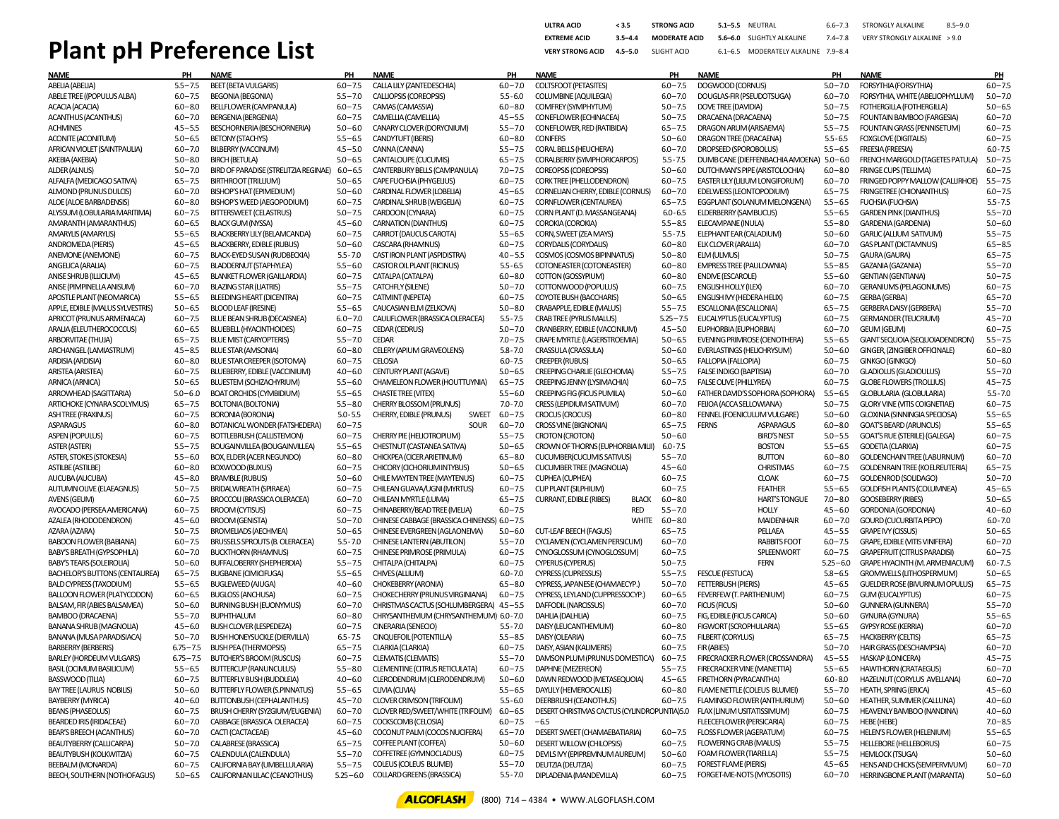# Plant pH Preference List

| | | | | | | | | | | |
|---|---|---|---|---|---|---|---|---|---|---|
| ULTRA ACID | < 3.5 | STRONG ACID | 5.1–5.5 | NEUTRAL | 6.6–7.3 | STRONGLY ALKALINE | 8.5–9.0 |
| EXTREME ACID | 3.5–4.4 | MODERATE ACID | 5.6–6.0 | SLIGHTLY ALKALINE | 7.4–7.8 | VERY STRONGLY ALKALINE | > 9.0 |
| VERY STRONG ACID | 4.5–5.0 | SLIGHT ACID | 6.1–6.5 | MODERATELY ALKALINE | 7.9–8.4 | | |

| NAME | PH |
|---|---|
| ABELIA (ABELIA) | 5.5 – 7.5 |
| ABELE TREE ((POPULUS ALBA) | 6.0 – 7.5 |
| ACACIA (ACACIA) | 6.0 – 8.0 |
| ACANTHUS (ACANTHUS) | 6.0 – 7.0 |
| ACHMINES | 4.5 – 5.5 |
| ACONITE (ACONITUM) | 5.0 – 6.5 |
| AFRICAN VIOLET (SAINTPAULIA) | 6.0 – 7.0 |
| AKEBIA (AKEBIA) | 5.0 – 8.0 |
| ALDER (ALNUS) | 5.0 – 7.0 |
| ALFALFA (MEDICAGO SATIVA) | 6.5 – 7.5 |
| ALMOND (PRUNUS DULCIS) | 6.0 – 7.0 |
| ALOE (ALOE BARBADENSIS) | 6.0 – 8.0 |
| ALYSSUM (LOBULARIA MARITIMA) | 6.0 – 7.5 |
| AMARANTH (AMARANTHUS) | 6.0 – 6.5 |
| AMARYLIS (AMARYLIS) | 5.5 – 6.5 |
| ANDROMEDA (PIERIS) | 4.5 – 6.5 |
| ANEMONE (ANEMONE) | 6.0 – 7.5 |
| ANGELICA (ARALIA) | 6.0 – 7.5 |
| ANISE SHRUB (ILLICIUM) | 4.5 – 6.5 |
| ANISE (PIMPINELLA ANISUM) | 6.0 – 7.0 |
| APOSTLE PLANT (NEOMARICA) | 5.5 – 6.5 |
| APPLE, EDIBLE (MALUS SYLVESTRIS) | 5.0 – 6.5 |
| APRICOT (PRUNUS ARMENIACA) | 6.0 – 7.5 |
| ARALIA (ELEUTHEROCOCCUS) | 6.0 – 6.5 |
| ARBORVITAE (THUJA) | 6.5 – 7.5 |
| ARCHANGEL (LAMIASTRUM) | 4.5 – 8.5 |
| ARDISIA (ARDISIA) | 6.0 – 8.0 |
| ARISTEA (ARISTEA) | 6.0 – 7.5 |
| ARNICA (ARNICA) | 5.0 – 6.5 |
| ARROWHEAD (SAGITTARIA) | 5.0 – 6.0 |
| ARTICHOKE (CYNARA SCOLYMUS) | 6.5 – 7.5 |
| ASH TREE (FRAXINUS) | 6.0 – 7.5 |
| ASPARAGUS | 6.0 – 8.0 |
| ASPEN (POPULUS) | 6.0 – 7.5 |
| ASTER (ASTER) | 5.5 – 7.5 |
| ASTER, STOKES (STOKESIA) | 5.5 – 6.0 |
| ASTILBE (ASTILBE) | 6.0 – 8.0 |
| AUCUBA (AUCUBA) | 4.5 – 8.0 |
| AUTUMN OLIVE (ELAEAGNUS) | 5.0 – 7.5 |
| AVENS (GEUM) | 6.0 – 7.5 |
| AVOCADO (PERSEA AMERICANA) | 6.0 – 7.5 |
| AZALEA (RHODODENDRON) | 4.5 – 6.0 |
| AZARA (AZARA) | 5.0 – 7.5 |
| BABOON FLOWER (BABIANA) | 6.0 – 7.5 |
| BABY'S BREATH (GYPSOPHILA) | 6.0 – 7.0 |
| BABY'S TEARS (SOLEIROLIA) | 5.0 – 6.0 |
| BACHELOR'S BUTTONS (CENTAUREA) | 6.5 – 7.5 |
| BALD CYPRESS (TAXODIUM) | 5.5 – 6.5 |
| BALLOON FLOWER (PLATYCODON) | 6.0 – 6.5 |
| BALSAM, FIR (ABIES BALSAMEA) | 5.0 – 6.0 |
| BAMBOO (DRACAENA) | 5.5 – 7.0 |
| BANANA SHRUB (MAGNOLIA) | 4.5 – 6.0 |
| BANANA (MUSA PARADISIACA) | 5.0 – 7.0 |
| BARBERRY (BERBERIS) | 6.75 – 7.5 |
| BARLEY (HORDEUM VULGARS) | 6.75 – 7.5 |
| BASIL (OCIMUM BASILICUM) | 5.5 – 6.5 |
| BASSWOOD (TILIA) | 6.0 – 7.5 |
| BAY TREE (LAURUS NOBILIS) | 5.0 – 6.0 |
| BAYBERRY (MYRICA) | 4.0 – 6.0 |
| BEANS (PHASEOLUS) | 6.0 – 7.5 |
| BEARDED IRIS (IRIDACEAE) | 6.0 – 7.0 |
| BEAR'S BREACH (ACANTHUS) | 6.0 – 7.0 |
| BEAUTYBERRY (CALLICARPA) | 5.0 – 7.0 |
| BEAUTYBUSH (KOLKWITZIA) | 6.0 – 7.5 |
| BEEBALM (MONARDA) | 6.0 – 7.5 |
| BEECH, SOUTHERN (NOTHOFAGUS) | 5.0 – 6.5 |
| BEET (BETA VULGARIS) | 6.0 – 7.5 |
| BEGONIA (BEGONIA) | 5.5 – 7.0 |
| BELLFLOWER (CAMPANULA) | 6.0 – 7.5 |
| BERGENIA (BERGENIA) | 6.0 – 7.5 |
| BESCHORNERIA (BESCHORNERIA) | 5.0 – 6.0 |
| BETONY (STACHYS) | 5.5 – 6.5 |
| BILBERRY (VACCINIUM) | 4.5 – 5.0 |
| BIRCH (BETULA) | 5.0 – 6.5 |
| BIRD OF PARADISE (STRELITZIA REGINAE) | 6.0 – 6.5 |
| BIRTHROOT (TRILLIUM) | 5.0 – 6.5 |
| BISHOP'S HAT (EPIMEDIUM) | 5.0 – 6.0 |
| BISHOP'S WEED (AEGOPODIUM) | 6.0 – 7.5 |
| BITTERSWEET (CELASTRUS) | 5.0 – 7.5 |
| BLACK GUM (NYSSA) | 4.5 – 6.0 |
| BLACKBERRY LILY (BELAMCANDA) | 6.0 – 7.5 |
| BLACKBERRY, EDIBLE (RUBUS) | 5.0 – 6.0 |
| BLACK-EYED SUSAN (RUDBECKIA) | 5.5 - 7.0 |
| BLADDERNUT (STAPHYLEA) | 5.5 – 6.0 |
| BLANKET FLOWER (GAILLARDIA) | 6.0 – 7.5 |
| BLAZING STAR (LIATRIS) | 5.5 – 7.5 |
| BLEEDING HEART (DICENTRA) | 6.0 – 7.5 |
| BLOOD LEAF (IRESINE) | 5.5 – 6.5 |
| BLUE BEAN SHRUB (DECAISNEA) | 6.0 – 7.0 |
| BLUEBELL (HYACINTHOIDES) | 6.0 – 7.5 |
| BLUE MIST (CARYOPTERIS) | 5.5 – 7.0 |
| BLUE STAR (AMSONIA) | 6.0 – 8.0 |
| BLUE STAR CREEPER (ISOTOMA) | 6.0 – 7.5 |
| BLUEBERRY, EDIBLE (VACCINIUM) | 4.0 – 6.0 |
| BLUESTEM (SCHIZACHYRIUM) | 5.5 – 6.0 |
| BOAT ORCHIDS (CYMBIDIUM) | 5.5 – 6.5 |
| BOLTONIA (BOLTONIA) | 5.5 – 8.0 |
| BORONIA (BORONIA) | 5.0 - 5.5 |
| BOTANICAL WONDER (FATSHEDERA) | 6.0 – 7.5 |
| BOTTLEBRUSH (CALLISTEMON) | 6.0 – 7.5 |
| BOUGAINVILLEA (BOUGAINVILLEA) | 5.5 – 6.5 |
| BOX, ELDER (ACER NEGUNDO) | 6.0 – 8.0 |
| BOXWOOD (BUXUS) | 6.0 – 7.5 |
| BRAMBLE (RUBUS) | 5.0 – 6.0 |
| BRIDALWREATH (SPIRAEA) | 6.0 – 7.5 |
| BROCCOLI (BRASSICA OLERACEA) | 6.0 – 7.0 |
| BROOM (CYTISUS) | 6.0 – 7.5 |
| BROOM (GENISTA) | 5.0 – 7.0 |
| BROMELIADS (AECHMEA) | 5.0 – 6.5 |
| BRUSSELS SPROUTS (B. OLERACEA) | 5.5 - 7.0 |
| BUCKTHORN (RHAMNUS) | 6.0 – 7.5 |
| BUFFALOBERRY (SHEPHERDIA) | 5.5 – 7.5 |
| BUGBANE (CIMICIFUGA) | 5.5 – 6.5 |
| BUGLEWEED (AJUGA) | 4.0 – 6.0 |
| BUGLOSS (ANCHUSA) | 6.0 – 7.5 |
| BURNING BUSH (EUONYMUS) | 6.0 – 7.0 |
| BUPHTHALUM | 6.0 – 8.0 |
| BUSH CLOVER (LESPEDEZA) | 6.0 – 7.5 |
| BUSH HONEYSUCKLE (DIERVILLA) | 6.5 - 7.5 |
| BUSH PEA (THERMOPSIS) | 6.5 – 7.5 |
| BUTCHER'S BROOM (RUSCUS) | 6.0 – 7.5 |
| BUTTERCUP (RANUNCULUS) | 5.5 – 8.0 |
| BUTTERFLY BUSH (BUDDLEIA) | 4.0 – 6.0 |
| BUTTERFLY FLOWER (S.PINNATUS) | 5.5 – 6.5 |
| BUTTONBUSH (CEPHALANTHUS) | 4.5 – 7.0 |
| BRUSH CHERRY (SYZGIUM/EUGENIA) | 6.0 – 7.0 |
| CABBAGE (BRASSICA OLERACEA) | 6.0 – 7.5 |
| CACTI (CACTACEAE) | 4.5 – 6.0 |
| CALABRESE (BRASSICA) | 6.5 – 7.5 |
| CALENDULA (CALENDULA) | 5.5 – 7.0 |
| CALIFORNIA BAY (UMBELLULARIA) | 5.5 – 7.5 |
| CALIFORNIAN LILAC (CEANOTHUS) | 5.25 – 6.0 |
| CALLA LILY (ZANTEDESCHIA) | 6.0 – 7.0 |
| CALLIOPSIS (COREOPSIS) | 5.5 - 6.0 |
| CAMAS (CAMASSIA) | 6.0 – 8.0 |
| CAMELLIA (CAMELLIA) | 4.5 – 5.5 |
| CANARY CLOVER (DORYCNIUM) | 5.5 – 7.0 |
| CANDYTUFT (IBERIS) | 6.0 – 8.0 |
| CANNA (CANNA) | 5.5 – 7.5 |
| CANTALOUPE (CUCUMIS) | 6.5 – 7.5 |
| CANTERBURY BELLS (CAMPANULA) | 7.0 – 7.5 |
| CAPE FUCHSIA (PHYGELIUS) | 6.0 – 7.5 |
| CARDINAL FLOWER (LOBELIA) | 4.5 – 6.5 |
| CARDINAL SHRUB (WEIGELIA) | 6.0 – 7.5 |
| CARDOON (CYNARA) | 6.0 – 7.5 |
| CARNATION (DIANTHUS) | 6.0 – 7.5 |
| CARROT (DAUCUS CAROTA) | 5.5 – 6.5 |
| CASCARA (RHAMNUS) | 6.0 – 7.5 |
| CAST IRON PLANT (ASPIDISTRA) | 4.0 – 5.5 |
| CASTOR OIL PLANT (RICINUS) | 5.5 - 6.5 |
| CATALPA (CATALPA) | 6.0 – 8.0 |
| CATCHFLY (SILENE) | 5.0 – 7.0 |
| CATMINT (NEPETA) | 6.0 – 7.5 |
| CAUCASIAN ELM (ZELKOVA) | 5.0 – 8.0 |
| CAULIFLOWER (BRASSICA OLERACEA) | 5.5 - 7.5 |
| CEDAR (CEDRUS) | 5.0 – 7.0 |
| CEDAR | 7.0 – 7.5 |
| CELERY (APIUM GRAVEOLENS) | 5.8 - 7.0 |
| CELOSIA | 6.0 - 7.5 |
| CENTURY PLANT (AGAVE) | 5.0 – 6.5 |
| CHAMELEON FLOWER (HOUTTUYNIA) | 6.5 – 7.5 |
| CHASTE TREE (VITEX) | 5.5 – 6.0 |
| CHERRY BLOSSOM (PRUNUS) | 7.0 - 7.0 |
| CHERRY, EDIBLE (PRUNUS) SWEET | 6.0 – 7.5 |
| SOUR | 6.0 – 7.0 |
| CHERRY PIE (HELIOTROPIUM) | 5.5 – 7.5 |
| CHESTNUT (CASTANEA SATIVA) | 5.0 – 6.5 |
| CHICKPEA (CICER ARIETINUM) | 6.5 – 8.0 |
| CHICORY (CICHORIUM INTYBUS) | 5.0 – 6.5 |
| CHILE MAYTEN TREE (MAYTENUS) | 6.0 – 7.5 |
| CHILEAN GUAVA/UGNI (MYRTUS) | 6.0 – 7.5 |
| CHILEAN MYRTLE (LUMA) | 6.5 – 7.5 |
| CHINABERRY/BEAD TREE (MELIA) | 6.0 – 7.5 |
| CHINESE CABBAGE (BRASSICA CHINENSIS) | 6.0 – 7.5 |
| CHINESE EVERGREEN (AGLAONEMA) | 5.0 – 6.0 |
| CHINESE LANTERN (ABUTILON) | 5.5 – 7.0 |
| CHINESE PRIMROSE (PRIMULA) | 6.0 – 7.5 |
| CHITALPA (CHITALPA) | 6.0 – 7.5 |
| CHIVES (ALLIUM) | 6.0 - 7.0 |
| CHOKEBERRY (ARONIA) | 6.5 – 8.0 |
| CHOKECHERRY (PRUNUS VIRGINIANA) | 6.0 – 7.5 |
| CHRISTMAS CACTUS (SCHLUMBERGERA) | 4.5 – 5.5 |
| CHRYSANTHEMUM (CHRYSANTHEMUM) | 6.0 - 7.0 |
| CINERARIA (SENECIO) | 5.5 - 7.0 |
| CINQUEFOIL (POTENTILLA) | 5.5 – 8.5 |
| CLARKIA (CLARKIA) | 6.0 – 7.5 |
| CLEMATIS (CLEMATIS) | 5.5 – 7.0 |
| CLEMENTINE (CITRUS RETICULATA) | 6.0 – 7.5 |
| CLERODENDRUM (CLERODENDRUM) | 5.0 – 6.0 |
| CLIVIA (CLIVIA) | 5.5 – 6.5 |
| CLOVER CRIMSON (TRIFOLIUM) | 5.5 - 6.0 |
| CLOVER RED/SWEET/WHITE (TRIFOLIUM) | 6.0 – 6.5 |
| COCKSCOMB (CELOSIA) | 6.0 – 7.5 |
| COCONUT PALM (COCOS NUCIFERA) | 6.5 – 7.0 |
| COFFEE PLANT (COFFEA) | 5.0 – 6.0 |
| COFFEETREE (GYMNOCLADUS) | 6.0 – 7.5 |
| COLEUS (COLEUS BLUMEI) | 5.5 – 7.0 |
| COLLARD GREENS (BRASSICA) | 5.5 - 7.0 |
| COLTSFOOT (PETASITES) | 6.0 – 7.5 |
| COLUMBINE (AQUILEGIA) | 6.0 – 7.0 |
| COMFREY (SYMPHYTUM) | 5.0 – 7.5 |
| CONEFLOWER (ECHINACEA) | 5.0 – 7.5 |
| CONEFLOWER, RED (RATIBIDA) | 6.5 – 7.5 |
| CONIFERS | 5.0 – 6.0 |
| CORAL BELLS (HEUCHERA) | 6.0 – 7.0 |
| CORALBERRY (SYMPHORICARPOS) | 5.5 - 7.5 |
| COREOPSIS (COREOPSIS) | 5.0 – 6.0 |
| CORK TREE (PHELLODENDRON) | 6.0 – 7.5 |
| CORNELIAN CHERRY, EDIBLE (CORNUS) | 6.0 – 7.0 |
| CORNFLOWER (CENTAUREA) | 6.5 – 7.5 |
| CORN PLANT (D. MASSANGEANA) | 6.0 - 6.5 |
| COROKIA (COROKIA) | 5.5 – 8.5 |
| CORN, SWEET (ZEA MAYS) | 5.5 - 7.5 |
| CORYDALIS (CORYDALIS) | 6.0 – 8.0 |
| COSMOS (COSMOS BIPINNATUS) | 5.0 – 8.0 |
| COTONEASTER (COTONEASTER) | 6.0 – 8.0 |
| COTTON (GOSSYPIUM) | 6.0 – 8.0 |
| COTTONWOOD (POPULUS) | 6.0 – 7.5 |
| COYOTE BUSH (BACCHARIS) | 5.0 – 6.5 |
| CRABAPPLE, EDIBLE (MALUS) | 5.5 – 7.5 |
| CRAB TREE (PYRUS MALUS) | 5.25 – 7.5 |
| CRANBERRY, EDIBLE (VACCINIUM) | 4.5 – 5.0 |
| CRAPE MYRTLE (LAGERSTROEMIA) | 5.0 – 6.5 |
| CRASSULA (CRASSULA) | 5.0 – 6.0 |
| CREEPER (RUBUS) | 5.0 – 6.5 |
| CREEPING CHARLIE (GLECHOMA) | 5.5 – 7.5 |
| CREEPING JENNY (LYSIMACHIA) | 6.0 – 7.5 |
| CREEPING FIG (FICUS PUMILA) | 5.0 – 6.0 |
| CRESS (LEPIDIUM SATIVUM) | 6.0 – 7.0 |
| CROCUS (CROCUS) | 6.0 – 8.0 |
| CROSS VINE (BIGNONIA) | 6.5 – 7.5 |
| CROTON (CROTON) | 5.0 – 6.0 |
| CROWN OF THORNS (EUPHORBIA MILII) | 6.0 - 7.5 |
| CUCUMBER (CUCUMIS SATIVUS) | 5.5 – 7.0 |
| CUCUMBER TREE (MAGNOLIA) | 4.5 – 6.0 |
| CUPHEA (CUPHEA) | 6.0 – 7.5 |
| CUP PLANT (SILPHIUM) | 6.0 – 7.5 |
| CURRANT, EDIBLE (RIBES) BLACK | 6.0 – 8.0 |
| RED | 5.5 – 7.0 |
| WHITE | 6.0 – 8.0 |
| CUT-LEAF BEECH (FAGUS) | 6.5 – 7.5 |
| CYCLAMEN (CYCLAMEN PERSICUM) | 6.0 – 7.0 |
| CYNOGLOSSUM (CYNOGLOSSUM) | 6.0 – 7.5 |
| CYPERUS (CYPERUS) | 5.0 – 7.5 |
| CYPRESS (CUPRESSUS) | 5.0 – 6.5 |
| CYPRESS, JAPANESE (CHAMAECYP.) | 5.0 – 7.0 |
| CYPRESS, LEYLAND (CUPPRESSOCYP.) | 6.0 – 6.5 |
| DAFFODIL (NARCISSUS) | 6.0 – 6.5 |
| DAHLIA (DALHLIA) | 6.0 – 7.5 |
| DAISY (LEUCANTHEMUM) | 6.0 – 8.0 |
| DAISY (OLEARIA) | 6.0 – 7.5 |
| DAISY, ASIAN (KALIMERIS) | 6.0 – 7.5 |
| DAMSON PLUM (PRUNUS DOMESTICA) | 6.0 – 7.5 |
| DAPHNE (MEZEREON) | 5.5 – 7.5 |
| DAWN REDWOOD (METASEQUOIA) | 4.5 – 6.5 |
| DAYLILY (HEMEROCALLIS) | 6.0 – 8.0 |
| DEERBRUSH (CEANOTHUS) | 6.0 – 7.5 |
| DESERT CHRISTMAS CACTUS (CYLINDROPUNTIA) | 5.0 – 6.5 |
| DESERT SWEET (CHAMAEBATIARIA) | 6.0 – 7.5 |
| DESERT WILLOW (CHILOPSIS) | 6.0 – 7.5 |
| DEVILS IVY (EPIPREMNUM AUREUM) | 5.0 – 6.0 |
| DEUTZIA (DEUTZIA) | 6.0 – 7.5 |
| DIPLADENIA (MANDEVILLA) | 6.0 – 7.5 |
| DOGWOOD (CORNUS) | 5.0 – 7.0 |
| DOUGLAS-FIR (PSEUDOTSUGA) | 6.0 – 7.0 |
| DOVE TREE (DAVIDIA) | 5.0 – 7.5 |
| DRACAENA (DRACAENA) | 5.0 – 7.5 |
| DRAGON ARUM (ARISAEMA) | 5.5 – 7.5 |
| DRAGON TREE (DRACAENA) | 5.5 - 6.5 |
| DROPSEED (SPOROBOLUS) | 5.5 – 6.5 |
| DUMB CANE (DIEFFENBACHIA AMOENA) | 5.0 – 6.0 |
| DUTCHMAN'S PIPE (ARISTOLOCHIA) | 6.0 – 8.0 |
| EASTER LILY (LILIUM LONGIFORUM) | 6.0 – 7.0 |
| EDELWEISS (LEONTOPODIUM) | 6.5 – 7.5 |
| EGGPLANT (SOLANUM MELONGENA) | 5.5 – 6.5 |
| ELDERBERRY (SAMBUCUS) | 5.5 – 6.5 |
| ELECAMPANE (INULA) | 5.5 – 8.0 |
| ELEPHANT EAR (CALADIUM) | 5.0 – 6.0 |
| ELK CLOVER (ARALIA) | 6.0 – 7.0 |
| ELM (ULMUS) | 5.0 – 7.5 |
| EMPRESS TREE (PAULOWNIA) | 5.5 – 8.5 |
| ENDIVE (ESCAROLE) | 5.5 – 6.0 |
| ENGLISH HOLLY (ILEX) | 6.0 – 7.0 |
| ENGLISH IVY (HEDERA HELIX) | 6.0 – 7.5 |
| ESCALLONIA (ESCALLONIA) | 6.5 – 7.5 |
| EUCALYPTUS (EUCALYPTUS) | 6.0 – 7.5 |
| EUPHORBIA (EUPHORBIA) | 6.0 – 7.0 |
| EVENING PRIMROSE (OENOTHERA) | 5.5 – 6.5 |
| EVERLASTINGS (HELICHRYSUM) | 5.0 – 6.0 |
| FALLOPIA (FALLOPIA) | 6.0 – 7.5 |
| FALSE INDIGO (BAPTISIA) | 6.0 – 7.0 |
| FALSE OLIVE (PHILLYREA) | 6.0 – 7.5 |
| FATHER DAVID'S SOPHORA (SOPHORA) | 5.5 – 6.5 |
| FEIJOA (ACCA SELLOWIANA) | 5.0 – 7.5 |
| FENNEL (FOENICULUM VULGARE) | 5.0 – 6.0 |
| FERNS ASPARAGUS | 6.0 – 8.0 |
| BIRD'S NEST | 5.0 – 5.5 |
| BOSTON | 5.5 – 6.5 |
| BUTTON | 6.0 – 8.0 |
| CHRISTMAS | 6.0 – 7.5 |
| CLOAK | 6.0 – 7.5 |
| FEATHER | 5.5 – 6.5 |
| HART'S TONGUE | 7.0 – 8.0 |
| HOLLY | 4.5 – 6.0 |
| MAIDENHAIR | 6.0 – 7.0 |
| PELLAEA | 4.5 – 5.5 |
| RABBITS FOOT | 6.0 – 7.5 |
| SPLEENWORT | 6.0 – 7.5 |
| FERN | 5.25 – 6.0 |
| FESCUE (FESTUCA) | 5.8 – 6.5 |
| FETTERBUSH (PIERIS) | 4.5 – 6.5 |
| FEVERFEW (T. PARTHENIUM) | 6.0 – 7.5 |
| FICUS (FICUS) | 5.0 – 6.0 |
| FIG, EDIBLE (FICUS CARICA) | 5.0 – 6.0 |
| FIGWORT (SCROPHULARIA) | 5.5 – 6.5 |
| FILBERT (CORYLUS) | 6.5 – 7.5 |
| FIR (ABIES) | 5.0 – 7.0 |
| FIRECRACKER FLOWER (CROSSANDRA) | 4.5 – 5.5 |
| FIRECRACKER VINE (MANETTIA) | 5.5 – 6.5 |
| FIRETHORN (PYRACANTHA) | 6.0 - 8.0 |
| FLAME NETTLE (COLEUS BLUMEI) | 5.5 – 7.0 |
| FLAMINGO FLOWER (ANTHURIUM) | 5.0 – 6.0 |
| FLAX (LINUM USITATISSIMUM) | 6.0 – 7.5 |
| FLEECEFLOWER (PERSICARIA) | 6.0 – 7.5 |
| FLOSS FLOWER (AGERATUM) | 6.0 – 7.5 |
| FLOWERING CRAB (MALUS) | 5.5 – 7.5 |
| FOAM FLOWER (TIARELLA) | 5.5 – 7.5 |
| FOREST FLAME (PIERIS) | 4.5 – 6.5 |
| FORGET-ME-NOTS (MYOSOTIS) | 6.0 – 7.0 |
| FORSYTHIA (FORSYTHIA) | 6.0 – 7.5 |
| FORSYTHIA, WHITE (ABELIOPHYLLUM) | 5.0 – 7.0 |
| FOTHERGILLA (FOTHERGILLA) | 5.0 – 6.5 |
| FOUNTAIN BAMBOO (FARGESIA) | 6.0 – 7.0 |
| FOUNTAIN GRASS (PENNISETUM) | 6.0 – 7.5 |
| FOXGLOVE (DIGITALIS) | 6.0 – 7.5 |
| FREESIA (FREESIA) | 6.0 - 7.5 |
| FRENCH MARIGOLD (TAGETES PATULA) | 5.0 – 7.5 |
| FRINGE CUPS (TELLIMA) | 6.0 – 7.5 |
| FRINGED POPPY MALLOW (CALLIRHOE) | 5.5 – 7.5 |
| FRINGETREE (CHIONANTHUS) | 6.0 – 7.5 |
| FUCHSIA (FUCHSIA) | 5.5 - 7.5 |
| GARDEN PINK (DIANTHUS) | 5.5 – 7.0 |
| GARDENIA (GARDENIA) | 5.0 – 6.0 |
| GARLIC (ALLIUM SATIVUM) | 5.5 – 7.5 |
| GAS PLANT (DICTAMNUS) | 6.5 – 8.5 |
| GAURA (GAURA) | 6.5 – 7.5 |
| GAZANIA (GAZANIA) | 5.5 – 7.0 |
| GENTIAN (GENTIANA) | 5.0 – 7.5 |
| GERANIUMS (PELAGONIUMS) | 6.0 – 7.5 |
| GERBA (GERBA) | 6.5 – 7.0 |
| GERBERA DAISY (GERBERA) | 5.5 – 7.0 |
| GERMANDER (TEUCRIUM) | 4.5 – 7.0 |
| GEUM (GEUM) | 6.0 – 7.5 |
| GIANT SEQUOIA (SEQUOIADENDRON) | 5.5 – 7.5 |
| GINGER, (ZINGIBER OFFICINALE) | 6.0 – 8.0 |
| GINKGO (GINKGO) | 5.0 – 6.0 |
| GLADIOLUS (GLADIOULUS) | 5.5 – 7.0 |
| GLOBE FLOWERS (TROLLIUS) | 4.5 – 7.5 |
| GLOBULARIA (GLOBULARIA) | 5.5 - 7.0 |
| GLORY VINE (VITIS COIGNETIAE) | 6.0 – 7.5 |
| GLOXINIA (SINNINGIA SPECIOSA) | 5.5 – 6.5 |
| GOAT'S BEARD (ARUNCUS) | 5.5 – 6.5 |
| GOAT'S RUE (STERILE) (GALEGA) | 6.0 – 7.5 |
| GODETIA (CLARKIA) | 6.0 – 7.5 |
| GOLDENCHAIN TREE (LABURNUM) | 6.0 – 7.0 |
| GOLDENRAIN TREE (KOELREUTERIA) | 6.5 – 7.5 |
| GOLDENROD (SOLIDAGO) | 5.0 – 7.0 |
| GOLDFISH PLANTS (COLUMNEA) | 4.5 – 6.5 |
| GOOSEBERRY (RIBES) | 5.0 – 6.5 |
| GORDONIA (GORDONIA) | 4.0 – 6.0 |
| GOURD (CUCURBITA PEPO) | 6.0 - 7.0 |
| GRAPE IVY (CISSUS) | 5.0 – 6.5 |
| GRAPE, EDIBLE (VITIS VINIFERA) | 6.0 – 7.0 |
| GRAPEFRUIT (CITRUS PARADISI) | 6.0 – 7.5 |
| GRAPE HYACINTH (M. ARMENIACUM) | 6.0 - 7..5 |
| GROMWELLS (LITHOSPERMUM) | 5.0 – 6.5 |
| GUELDER ROSE (BIVURNUM OPULUS) | 6.5 – 7.5 |
| GUM (EUCALYPTUS) | 6.0 – 7.5 |
| GUNNERA (GUNNERA) | 5.5 – 7.0 |
| GYNURA (GYNURA) | 5.5 – 6.5 |
| GYPSY ROSE (KERRIA) | 6.0 – 7.0 |
| HACKBERRY (CELTIS) | 6.5 – 7.5 |
| HAIR GRASS (DESCHAMPSIA) | 6.0 – 7.0 |
| HASKAP (LONICERA) | 4.5 – 7.5 |
| HAWTHORN (CRATAEGUS) | 6.0 – 7.0 |
| HAZELNUT (CORYLUS AVELLANA) | 6.0 – 7.0 |
| HEATH, SPRING (ERICA) | 4.5 – 6.0 |
| HEATHER, SUMMER (CALLUNA) | 4.0 – 6.0 |
| HEAVENLY BAMBOO (NANDINA) | 4.0 – 6.0 |
| HEBE (HEBE) | 7.0 – 8.5 |
| HELEN'S FLOWER (HELENIUM) | 5.5 – 6.5 |
| HELLEBORE (HELLEBORUS) | 6.0 – 7.5 |
| HEMLOCK (TSUGA) | 5.0 – 6.0 |
| HENS AND CHICKS (SEMPERVIVUM) | 6.0 – 7.0 |
| HERRINGBONE PLANT (MARANTA) | 5.0 – 6.0 |

ALGOFLASH (800) 714 – 4384 • WWW.ALGOFLASH.COM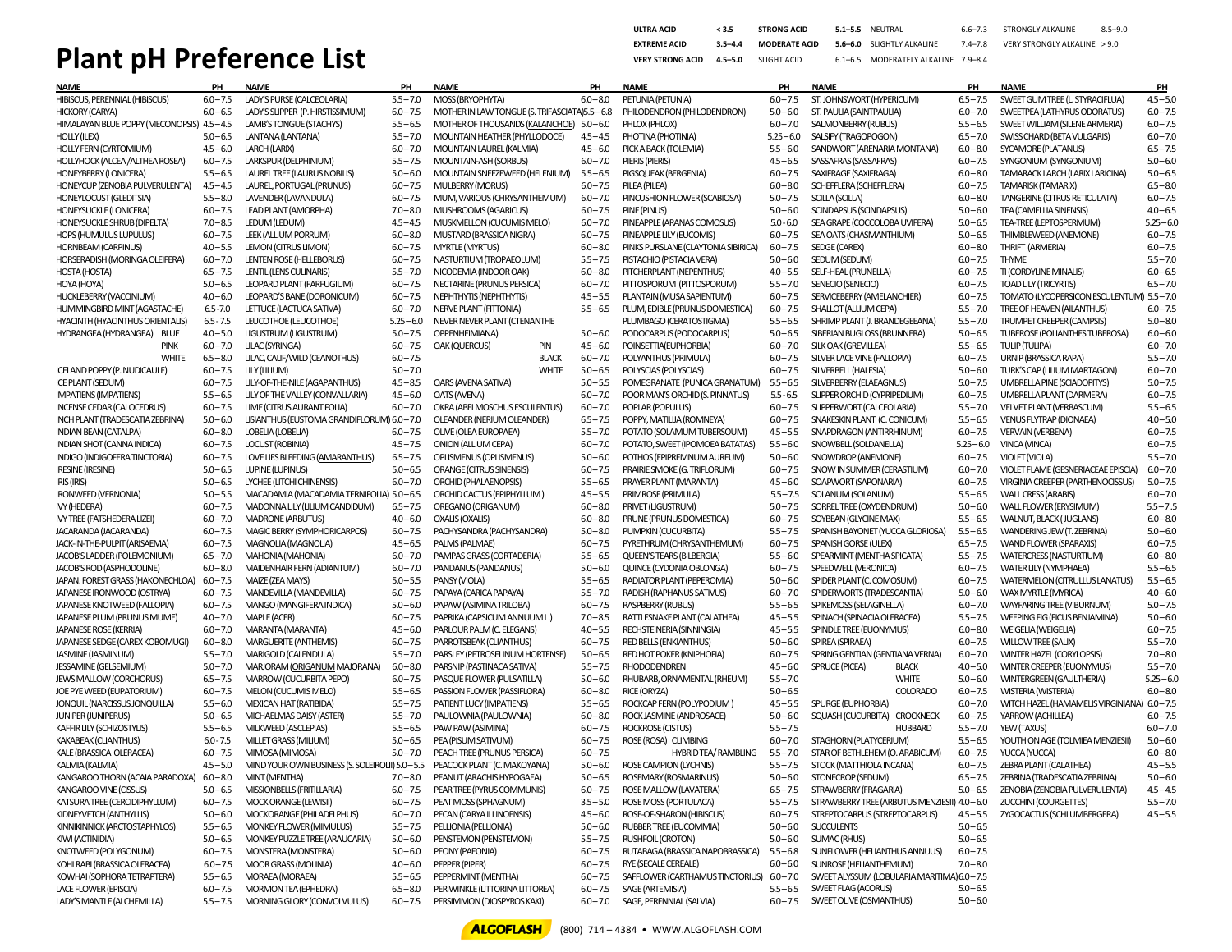# Plant pH Preference List

| | | | | | | | |
|---|---|---|---|---|---|---|---|
| ULTRA ACID | < 3.5 | STRONG ACID | 5.1–5.5 | NEUTRAL | 6.6–7.3 | STRONGLY ALKALINE | 8.5–9.0 |
| EXTREME ACID | 3.5–4.4 | MODERATE ACID | 5.6–6.0 | SLIGHTLY ALKALINE | 7.4–7.8 | VERY STRONGLY ALKALINE | > 9.0 |
| VERY STRONG ACID | 4.5–5.0 | SLIGHT ACID | 6.1–6.5 | MODERATELY ALKALINE | 7.9–8.4 | | |

| NAME | PH |
|---|---|
| HIBISCUS, PERENNIAL (HIBISCUS) | 6.0–7.5 |
| HICKORY (CARYA) | 6.0–6.5 |
| HIMALAYAN BLUE POPPY (MECONOPSIS) | 4.5–4.5 |
| HOLLY (ILEX) | 5.0–6.5 |
| HOLLY FERN (CYRTOMIUM) | 4.5–6.0 |
| HOLLYHOCK (ALCEA /ALTHEA ROSEA) | 6.0–7.5 |
| HONEYBERRY (LONICERA) | 5.5–6.5 |
| HONEYCUP (ZENOBIA PULVERULENTA) | 4.5–4.5 |
| HONEYLOCUST (GLEDITSIA) | 5.5–8.0 |
| HONEYSUCKLE (LONICERA) | 6.0–7.5 |
| HONEYSUCKLE SHRUB (DIPELTA) | 7.0–8.5 |
| HOPS (HUMULUS LUPULUS) | 6.0–7.5 |
| HORNBEAM (CARPINUS) | 4.0–5.5 |
| HORSERADISH (MORINGA OLEIFERA) | 6.0–7.0 |
| HOSTA (HOSTA) | 6.5–7.5 |
| HOYA (HOYA) | 5.0–6.5 |
| HUCKLEBERRY (VACCINIUM) | 4.0–6.0 |
| HUMMINGBIRD MINT (AGASTACHE) | 6.5-7.0 |
| HYACINTH (HYACINTHUS ORIENTALIS) | 6.5-7.5 |
| HYDRANGEA (HYDRANGEA) BLUE | 4.0–5.0 |
| PINK | 6.0–7.0 |
| WHITE | 6.5–8.0 |
| ICELAND POPPY (P. NUDICAULE) | 6.0–7.5 |
| ICE PLANT (SEDUM) | 6.0–7.5 |
| IMPATIENS (IMPATIENS) | 5.5–6.5 |
| INCENSE CEDAR (CALOCEDRUS) | 6.0–7.5 |
| INCH PLANT (TRADESCATIA ZEBRINA) | 5.0–6.0 |
| INDIAN BEAN (CATALPA) | 6.0–8.0 |
| INDIAN SHOT (CANNA INDICA) | 6.0–7.5 |
| INDIGO (INDIGOFERA TINCTORIA) | 6.0–7.5 |
| IRESINE (IRESINE) | 5.0–6.5 |
| IRIS (IRIS) | 5.0–6.5 |
| IRONWEED (VERNONIA) | 5.0–5.5 |
| IVY (HEDERA) | 6.0–7.5 |
| IVY TREE (FATSHEDERA LIZEI) | 6.0–7.0 |
| JACARANDA (JACARANDA) | 6.0–7.5 |
| JACK-IN-THE-PULPIT (ARISAEMA) | 6.0–7.5 |
| JACOB'S LADDER (POLEMONIUM) | 6.5–7.0 |
| JACOB'S ROD (ASPHODOLINE) | 6.0–8.0 |
| JAPAN. FOREST GRASS (HAKONECHLOA) | 6.0–7.5 |
| JAPANESE IRONWOOD (OSTRYA) | 6.0–7.5 |
| JAPANESE KNOTWEED (FALLOPIA) | 6.0–7.5 |
| JAPANESE PLUM (PRUNUS MUME) | 4.0–7.0 |
| JAPANESE ROSE (KERRIA) | 6.0–7.0 |
| JAPANESE SEDGE (CAREX KOBOMUGI) | 6.0–8.0 |
| JASMINE (JASMINUM) | 5.5–7.0 |
| JESSAMINE (GELSEMIUM) | 5.0–7.0 |
| JEWS MALLOW (CORCHORUS) | 6.5–7.5 |
| JOE PYE WEED (EUPATORIUM) | 6.0–7.5 |
| JONQUIL (NARCISSUS JONQUILLA) | 5.5–6.0 |
| JUNIPER (JUNIPERUS) | 5.0–6.5 |
| KAFFIR LILY (SCHIZOSTYLIS) | 5.5–6.5 |
| KAKABEAK (CLIANTHUS) | 6.0-7.5 |
| KALE (BRASSICA OLERACEA) | 6.0–7.5 |
| KALMIA (KALMIA) | 4.5–5.0 |
| KANGAROO THORN (ACAIA PARADOXA) | 6.0–8.0 |
| KANGAROO VINE (CISSUS) | 5.0–6.5 |
| KATSURA TREE (CERCIDIPHYLLUM) | 6.0–7.5 |
| KIDNEYVETCH (ANTHYLLIS) | 5.0–6.0 |
| KINNIKINNICK (ARCTOSTAPHYLOS) | 5.5–6.5 |
| KIWI (ACTINIDIA) | 5.0–6.5 |
| KNOTWEED (POLYGONUM) | 6.0–7.5 |
| KOHLRABI (BRASSICA OLERACEA) | 6.0–7.5 |
| KOWHAI (SOPHORA TETRAPTERA) | 5.5–6.5 |
| LACE FLOWER (EPISCIA) | 6.0–7.5 |
| LADY'S MANTLE (ALCHEMILLA) | 5.5–7.5 |
| LADY'S PURSE (CALCEOLARIA) | 5.5–7.0 |
| LADY'S SLIPPER (P. HIRSTISSIMUM) | 6.0–7.5 |
| LAMB'S TONGUE (STACHYS) | 5.5–6.5 |
| LANTANA (LANTANA) | 5.5–7.0 |
| LARCH (LARIX) | 6.0–7.0 |
| LARKSPUR (DELPHINIUM) | 5.5–7.5 |
| LAUREL TREE (LAURUS NOBILIS) | 5.0–6.0 |
| LAUREL, PORTUGAL (PRUNUS) | 6.0–7.5 |
| LAVENDER (LAVANDULA) | 6.0–7.5 |
| LEAD PLANT (AMORPHA) | 7.0–8.0 |
| LEDUM (LEDUM) | 4.5–4.5 |
| LEEK (ALLIUM PORRUM) | 6.0–8.0 |
| LEMON (CITRUS LIMON) | 6.0–7.5 |
| LENTEN ROSE (HELLEBORUS) | 6.0–7.5 |
| LENTIL (LENS CULINARIS) | 5.5–7.0 |
| LEOPARD PLANT (FARFUGIUM) | 6.0–7.5 |
| LEOPARD'S BANE (DORONICUM) | 6.0–7.5 |
| LETTUCE (LACTUCA SATIVA) | 6.0–7.0 |
| LEUCOTHOE (LEUCOTHOE) | 5.25–6.0 |
| LIGUSTRUM (LIGUSTRUM) | 5.0–7.5 |
| LILAC (SYRINGA) | 6.0–7.5 |
| LILAC, CALIF/WILD (CEANOTHUS) | 6.0–7.5 |
| LILY (LILIUM) | 5.0–7.0 |
| LILY-OF-THE-NILE (AGAPANTHUS) | 4.5–8.5 |
| LILY OF THE VALLEY (CONVALLARIA) | 4.5–6.0 |
| LIME (CITRUS AURANTIFOLIA) | 6.0–7.0 |
| LISIANTHUS (EUSTOMA GRANDIFLORUM) | 6.0–7.0 |
| LOBELIA (LOBELIA) | 6.0–7.5 |
| LOCUST (ROBINIA) | 4.5–7.5 |
| LOVE LIES BLEEDING (AMARANTHUS) | 6.5–7.5 |
| LUPINE (LUPINUS) | 5.0–6.5 |
| LYCHEE (LITCHI CHINENSIS) | 6.0–7.0 |
| MACADAMIA (MACADAMIA TERNIFOLIA) | 5.0–6.5 |
| MADONNA LILY (LILIUM CANDIDUM) | 6.5–7.5 |
| MADRONE (ARBUTUS) | 4.0–6.0 |
| MAGIC BERRY (SYMPHORICARPOS) | 6.0–7.5 |
| MAGNOLIA (MAGNOLIA) | 4.5–6.5 |
| MAHONIA (MAHONIA) | 6.0–7.0 |
| MAIDENHAIR FERN (ADIANTUM) | 6.0–7.0 |
| MAIZE (ZEA MAYS) | 5.0–5.5 |
| MANDEVILLA (MANDEVILLA) | 6.0–7.5 |
| MANGO (MANGIFERA INDICA) | 5.0–6.0 |
| MAPLE (ACER) | 6.0–7.5 |
| MARANTA (MARANTA) | 4.5–6.0 |
| MARGUERITE (ANTHEMIS) | 6.0–7.5 |
| MARIGOLD (CALENDULA) | 5.5–7.0 |
| MARJORAM (ORIGANUM MAJORANA) | 6.0–8.0 |
| MARROW (CUCURBITA PEPO) | 6.0–7.5 |
| MELON (CUCUMIS MELO) | 5.5–6.5 |
| MEXICAN HAT (RATIBIDA) | 6.5–7.5 |
| MICHAELMAS DAISY (ASTER) | 5.5–7.0 |
| MILKWEED (ASCLEPIAS) | 5.5–6.5 |
| MILLET GRASS (MILIUM) | 5.0–6.5 |
| MIMOSA (MIMOSA) | 5.0–7.0 |
| MIND YOUR OWN BUSINESS (S. SOLEIROLII) | 5.0–5.5 |
| MINT (MENTHA) | 7.0–8.0 |
| MISSIONBELLS (FRITILLARIA) | 6.0–7.5 |
| MOCK ORANGE (LEWISII) | 6.0–7.5 |
| MOCKORANGE (PHILADELPHUS) | 6.0–7.0 |
| MONKEY FLOWER (MIMULUS) | 5.5–7.5 |
| MONKEY PUZZLE TREE (ARAUCARIA) | 5.0–6.0 |
| MONSTERA (MONSTERA) | 5.0–6.0 |
| MOOR GRASS (MOLINIA) | 4.0–6.0 |
| MORAEA (MORAEA) | 5.5–6.5 |
| MORMON TEA (EPHEDRA) | 6.5–8.0 |
| MORNING GLORY (CONVOLVULUS) | 6.0–7.5 |
| MOSS (BRYOPHYTA) | 6.0–8.0 |
| MOTHER IN LAW TONGUE (S. TRIFASCIATA) | 5.5–6.8 |
| MOTHER OF THOUSANDS (KALANCHOE) | 5.0–6.0 |
| MOUNTAIN HEATHER (PHYLLODOCE) | 4.5–4.5 |
| MOUNTAIN LAUREL (KALMIA) | 4.5–6.0 |
| MOUNTAIN-ASH (SORBUS) | 6.0–7.0 |
| MOUNTAIN SNEEZEWEED (HELENIUM) | 5.5–6.5 |
| MULBERRY (MORUS) | 6.0–7.5 |
| MUM, VARIOUS (CHRYSANTHEMUM) | 6.0–7.0 |
| MUSHROOMS (AGARICUS) | 6.0–7.5 |
| MUSKMELLON (CUCUMIS MELO) | 6.0–7.0 |
| MUSTARD (BRASSICA NIGRA) | 6.0–7.5 |
| MYRTLE (MYRTUS) | 6.0–8.0 |
| NASTURTIUM (TROPAEOLUM) | 5.5–7.5 |
| NICODEMIA (INDOOR OAK) | 6.0–8.0 |
| NECTARINE (PRUNUS PERSICA) | 6.0–7.0 |
| NEPHTHYTIS (NEPHTHYTIS) | 4.5–5.5 |
| NERVE PLANT (FITTONIA) | 5.5–6.5 |
| NEVER NEVER PLANT (CTENANTHE OPPENHEIMIANA) | 5.0–6.0 |
| OAK (QUERCUS) PIN | 4.5–6.0 |
| BLACK | 6.0–7.0 |
| WHITE | 5.0–6.5 |
| OARS (AVENA SATIVA) | 5.0–5.5 |
| OATS (AVENA) | 6.0–7.0 |
| OKRA (ABELMOSCHUS ESCULENTUS) | 6.0–7.0 |
| OLEANDER (NERIUM OLEANDER) | 6.5–7.5 |
| OLIVE (OLEA EUROPAEA) | 5.5–7.0 |
| ONION (ALLIUM CEPA) | 6.0–7.0 |
| OPLISMENUS (OPLISMENUS) | 5.0–6.0 |
| ORANGE (CITRUS SINENSIS) | 6.0–7.5 |
| ORCHID (PHALAENOPSIS) | 5.5–6.5 |
| ORCHID CACTUS (EPIPHYLLUM) | 4.5–5.5 |
| OREGANO (ORIGANUM) | 6.0–8.0 |
| OXALIS (OXALIS) | 6.0–8.0 |
| PACHYSANDRA (PACHYSANDRA) | 5.0–8.0 |
| PALMS (PALMAE) | 6.0–7.5 |
| PAMPAS GRASS (CORTADERIA) | 5.5–6.5 |
| PANDANUS (PANDANUS) | 5.0–6.0 |
| PANSY (VIOLA) | 5.5–6.5 |
| PAPAYA (CARICA PAPAYA) | 5.5–7.0 |
| PAPAW (ASIMINA TRILOBA) | 6.0–7.5 |
| PAPRIKA (CAPSICUM ANNUUM L.) | 7.0–8.5 |
| PARLOUR PALM (C. ELEGANS) | 4.0–5.5 |
| PARROTSBEAK (CLIANTHUS) | 6.0–7.5 |
| PARSLEY (PETROSELINUM HORTENSE) | 5.0–6.5 |
| PARSNIP (PASTINACA SATIVA) | 5.5–7.5 |
| PASQUE FLOWER (PULSATILLA) | 5.0–6.0 |
| PASSION FLOWER (PASSIFLORA) | 6.0–8.0 |
| PATIENT LUCY (IMPATIENS) | 5.5–6.5 |
| PAULOWNIA (PAULOWNIA) | 6.0–8.0 |
| PAW PAW (ASIMINA) | 6.0–7.5 |
| PEA (PISUM SATIVUM) | 6.0–7.5 |
| PEACH TREE (PRUNUS PERSICA) | 6.0–7.5 |
| PEACOCK PLANT (C. MAKOYANA) | 5.0–6.0 |
| PEANUT (ARACHIS HYPOGAEA) | 5.0–6.5 |
| PEAR TREE (PYRUS COMMUNIS) | 6.0–7.5 |
| PEAT MOSS (SPHAGNUM) | 3.5–5.0 |
| PECAN (CARYA ILLINOENSIS) | 4.5–6.0 |
| PELLIONIA (PELLIONIA) | 5.0–6.0 |
| PENSTEMON (PENSTEMON) | 5.5–7.5 |
| PEONY (PAEONIA) | 6.0–7.5 |
| PEPPER (PIPER) | 6.0–7.5 |
| PEPPERMINT (MENTHA) | 6.0–7.5 |
| PERIWINKLE (LITTORINA LITTOREA) | 6.0–7.5 |
| PERSIMMON (DIOSPYROS KAKI) | 6.0–7.0 |
| PETUNIA (PETUNIA) | 6.0–7.5 |
| PHILODENDRON (PHILODENDRON) | 5.0–6.0 |
| PHLOX (PHLOX) | 6.0–7.0 |
| PHOTINIA (PHOTINIA) | 5.25–6.0 |
| PICK A BACK (TOLEMIA) | 5.5–6.0 |
| PIERIS (PIERIS) | 4.5–6.5 |
| PIGSQUEAK (BERGENIA) | 6.0–7.5 |
| PILEA (PILEA) | 6.0–8.0 |
| PINCUSHION FLOWER (SCABIOSA) | 5.0–7.5 |
| PINE (PINUS) | 5.0–6.0 |
| PINEAPPLE (ARANAS COMOSUS) | 5.0-6.0 |
| PINEAPPLE LILY (EUCOMIS) | 6.0–7.5 |
| PINKS PURSLANE (CLAYTONIA SIBIRICA) | 6.0–7.5 |
| PISTACHIO (PISTACIA VERA) | 5.0–6.0 |
| PITCHERPLANT (NEPENTHUS) | 4.0–5.5 |
| PITTOSPORUM (PITTOSPORUM) | 5.5–7.0 |
| PLANTAIN (MUSA SAPIENTUM) | 6.0–7.5 |
| PLUM, EDIBLE (PRUNUS DOMESTICA) | 6.0–7.5 |
| PLUMBAGO (CERATOSTIGMA) | 5.5–6.5 |
| PODOCARPUS (PODOCARPUS) | 5.0–6.5 |
| POINSETTIA (EUPHORBIA) | 6.0–7.0 |
| POLYANTHUS (PRIMULA) | 6.0–7.5 |
| POLYSCIAS (POLYSCIAS) | 6.0–7.5 |
| POMEGRANATE (PUNICA GRANATUM) | 5.5–6.5 |
| POOR MAN'S ORCHID (S. PINNATUS) | 5.5-6.5 |
| POPLAR (POPULUS) | 6.0–7.5 |
| POPPY, MATILIJA (ROMNEYA) | 6.0–7.5 |
| POTATO (SOLAMUM TUBERSOUM) | 4.5–5.5 |
| POTATO, SWEET (IPOMOEA BATATAS) | 5.5–6.0 |
| POTHOS (EPIPREMNUM AUREUM) | 5.0–6.0 |
| PRAIRIE SMOKE (G. TRIFLORUM) | 6.0–7.5 |
| PRAYER PLANT (MARANTA) | 4.5–6.0 |
| PRIMROSE (PRIMULA) | 5.5–7.5 |
| PRIVET (LIGUSTRUM) | 5.0–7.5 |
| PRUNE (PRUNUS DOMESTICA) | 6.0–7.5 |
| PUMPKIN (CUCURBITA) | 5.5–7.5 |
| PYRETHRUM (CHRYSANTHEMUM) | 6.0–7.5 |
| QUEEN'S TEARS (BILBERGIA) | 5.5–6.0 |
| QUINCE (CYDONIA OBLONGA) | 6.0–7.5 |
| RADIATOR PLANT (PEPEROMIA) | 5.0–6.0 |
| RADISH (RAPHANUS SATIVUS) | 6.0–7.0 |
| RASPBERRY (RUBUS) | 5.5–6.5 |
| RATTLESNAKE PLANT (CALATHEA) | 4.5–5.5 |
| RECHSTEINERIA (SINNINGIA) | 4.5–5.5 |
| RED BELLS (ENKIANTHUS) | 5.0–6.0 |
| RED HOT POKER (KNIPHOFIA) | 6.0–7.5 |
| RHODODENDREN | 4.5–6.0 |
| RHUBARB, ORNAMENTAL (RHEUM) | 5.5–7.0 |
| RICE (ORYZA) | 5.0–6.5 |
| ROCKCAP FERN (POLYPODIUM) | 4.5–5.5 |
| ROCK JASMINE (ANDROSACE) | 5.0–6.0 |
| ROCKROSE (CISTUS) | 5.5–7.5 |
| ROSE (ROSA) CLIMBING | 6.0–7.0 |
| HYBRID TEA/ RAMBLING | 5.5–7.0 |
| ROSE CAMPION (LYCHNIS) | 5.5–7.5 |
| ROSEMARY (ROSMARINUS) | 5.0–6.0 |
| ROSE MALLOW (LAVATERA) | 6.5–7.5 |
| ROSE MOSS (PORTULACA) | 5.5–7.5 |
| ROSE-OF-SHARON (HIBISCUS) | 6.0–7.5 |
| RUBBER TREE (EUCOMMIA) | 5.0–6.0 |
| RUSHFOIL (CROTON) | 5.0–6.0 |
| RUTABAGA (BRASSICA NAPOBRASSICA) | 5.5–6.8 |
| RYE (SECALE CEREALE) | 6.0–6.0 |
| SAFFLOWER (CARTHAMUS TINCTORIUS) | 6.0–7.0 |
| SAGE (ARTEMISIA) | 5.5–6.5 |
| SAGE, PERENNIAL (SALVIA) | 6.0–7.5 |
| ST. JOHNSWORT (HYPERICUM) | 6.5–7.5 |
| ST. PAULIA (SAINTPAULIA) | 6.0–7.0 |
| SALMONBERRY (RUBUS) | 5.5–6.5 |
| SALSIFY (TRAGOPOGON) | 6.5–7.0 |
| SANDWORT (ARENARIA MONTANA) | 6.0–8.0 |
| SASSAFRAS (SASSAFRAS) | 6.0–7.5 |
| SAXIFRAGE (SAXIFRAGA) | 6.0–8.0 |
| SCHEFFLERA (SCHEFFLERA) | 6.0–7.5 |
| SCILLA (SCILLA) | 6.0–8.0 |
| SCINDAPSUS (SCINDAPSUS) | 5.0–6.0 |
| SEA GRAPE (COCCOLOBA UVIFERA) | 5.0–6.5 |
| SEA OATS (CHASMANTHIUM) | 5.0–6.5 |
| SEDGE (CAREX) | 6.0–8.0 |
| SEDUM (SEDUM) | 6.0–7.5 |
| SELF-HEAL (PRUNELLA) | 6.0–7.5 |
| SENECIO (SENECIO) | 6.0–7.5 |
| SERVICEBERRY (AMELANCHIER) | 6.0–7.5 |
| SHALLOT (ALLIUM CEPA) | 5.5–7.0 |
| SHRIMP PLANT (J. BRANDEGEEANA) | 5.5–7.0 |
| SIBERIAN BUGLOSS (BRUNNERA) | 5.0–6.5 |
| SILK OAK (GREVILLEA) | 5.5–6.5 |
| SILVER LACE VINE (FALLOPIA) | 6.0–7.5 |
| SILVERBELL (HALESIA) | 5.0–6.0 |
| SILVERBERRY (ELAEAGNUS) | 5.0–7.5 |
| SLIPPER ORCHID (CYPRIPEDIUM) | 6.0–7.5 |
| SLIPPERWORT (CALCEOLARIA) | 5.5–7.0 |
| SNAKESKIN PLANT (C. CONICUM) | 5.5–6.5 |
| SNAPDRAGON (ANTIRRHINUM) | 6.0–7.5 |
| SNOWBELL (SOLDANELLA) | 5.25–6.0 |
| SNOWDROP (ANEMONE) | 6.0–7.5 |
| SNOW IN SUMMER (CERASTIUM) | 6.0–7.0 |
| SOAPWORT (SAPONARIA) | 6.0–7.5 |
| SOLANUM (SOLANUM) | 5.5–6.5 |
| SORREL TREE (OXYDENDRUM) | 5.0–6.0 |
| SOYBEAN (GLYCINE MAX) | 5.5–6.5 |
| SPANISH BAYONET (YUCCA GLORIOSA) | 5.5–6.5 |
| SPANISH GORSE (ULEX) | 6.5–7.5 |
| SPEARMINT (MENTHA SPICATA) | 5.5–7.5 |
| SPEEDWELL (VERONICA) | 6.0–7.5 |
| SPIDER PLANT (C. COMOSUM) | 6.0–7.5 |
| SPIDERWORTS (TRADESCANTIA) | 5.0–6.0 |
| SPIKEMOSS (SELAGINELLA) | 6.0–7.0 |
| SPINACH (SPINACIA OLERACEA) | 5.5–7.5 |
| SPINDLE TREE (EUONYMUS) | 6.0–8.0 |
| SPIREA (SPIRAEA) | 6.0–7.5 |
| SPRING GENTIAN (GENTIANA VERNA) | 6.0–7.0 |
| SPRUCE (PICEA) BLACK | 4.0–5.0 |
| WHITE | 5.0–6.0 |
| COLORADO | 6.0–7.5 |
| SPURGE (EUPHORBIA) | 6.0–7.0 |
| SQUASH (CUCURBITA) CROCKNECK | 6.0–7.5 |
| HUBBARD | 5.5–7.0 |
| STAGHORN (PLATYCERIUM) | 5.5–6.5 |
| STAR OF BETHLEHEM (O. ARABICUM) | 6.0–7.5 |
| STOCK (MATTHIOLA INCANA) | 6.0–7.5 |
| STONECROP (SEDUM) | 6.5–7.5 |
| STRAWBERRY (FRAGARIA) | 5.0–6.5 |
| STRAWBERRY TREE (ARBUTUS MENZIESII) | 4.0–6.0 |
| STREPTOCARPUS (STREPTOCARPUS) | 4.5–5.5 |
| SUCCULENTS | 5.0–6.5 |
| SUMAC (RHUS) | 5.0–6.5 |
| SUNFLOWER (HELIANTHUS ANNUUS) | 6.0–7.5 |
| SUNROSE (HELIANTHEMUM) | 7.0–8.0 |
| SWEET ALYSSUM (LOBULARIA MARITIMA) | 6.0–7.5 |
| SWEET FLAG (ACORUS) | 5.0–6.5 |
| SWEET OLIVE (OSMANTHUS) | 5.0–6.0 |
| SWEET GUM TREE (L. STYRACIFLUA) | 4.5–5.0 |
| SWEETPEA (LATHYRUS ODORATUS) | 6.0–7.5 |
| SWEET WILLIAM (SILENE ARMERIA) | 6.0–7.5 |
| SWISS CHARD (BETA VULGARIS) | 6.0–7.0 |
| SYCAMORE (PLATANUS) | 6.5–7.5 |
| SYNGONIUM (SYNGONIUM) | 5.0–6.0 |
| TAMARACK LARCH (LARIX LARICINA) | 5.0–6.5 |
| TAMARISK (TAMARIX) | 6.5–8.0 |
| TANGERINE (CITRUS RETICULATA) | 6.0–7.5 |
| TEA (CAMELLIA SINENSIS) | 4.0–6.5 |
| TEA-TREE (LEPTOSPERMUM) | 5.25–6.0 |
| THIMBLEWEED (ANEMONE) | 6.0–7.5 |
| THRIFT (ARMERIA) | 6.0–7.5 |
| THYME | 5.5–7.0 |
| TI (CORDYLINE MINALIS) | 6.0–6.5 |
| TOAD LILY (TRICYRTIS) | 6.0–7.0 |
| TOMATO (LYCOPERSICON ESCULENTUM) | 5.5–7.0 |
| TREE OF HEAVEN (AILANTHUS) | 6.0–7.5 |
| TRUMPET CREEPER (CAMPSIS) | 5.0–8.0 |
| TUBEROSE (POLIANTHES TUBEROSA) | 6.0–6.0 |
| TULIP (TULIPA) | 6.0–7.0 |
| URNIP (BRASSICA RAPA) | 5.5–7.0 |
| TURK'S CAP (LILIUM MARTAGON) | 6.0–7.0 |
| UMBRELLA PINE (SCIADOPITYS) | 5.0–7.5 |
| UMBRELLA PLANT (DARMERA) | 6.0–7.5 |
| VELVET PLANT (VERBASCUM) | 5.5–6.5 |
| VENUS FLYTRAP (DIONAEA) | 4.0–5.0 |
| VERVAIN (VERBENA) | 6.0–7.5 |
| VINCA (VINCA) | 6.0–7.5 |
| VIOLET (VIOLA) | 5.5–7.0 |
| VIOLET FLAME (GESNERIACEAE EPISCIA) | 6.0–7.0 |
| VIRGINIA CREEPER (PARTHENOCISSUS) | 5.0–7.5 |
| WALL CRESS (ARABIS) | 6.0–7.0 |
| WALL FLOWER (ERYSIMUM) | 5.5–7.5 |
| WALNUT, BLACK (JUGLANS) | 6.0–8.0 |
| WANDERING JEW (T. ZEBRINA) | 5.0–6.0 |
| WAND FLOWER (SPARAXIS) | 6.0–7.5 |
| WATERCRESS (NASTURTIUM) | 6.0–8.0 |
| WATER LILY (NYMPHAEA) | 5.5–6.5 |
| WATERMELON (CITRULLUS LANATUS) | 5.5–6.5 |
| WAX MYRTLE (MYRICA) | 4.0–6.0 |
| WAYFARING TREE (VIBURNUM) | 5.0–7.5 |
| WEEPING FIG (FICUS BENJAMINA) | 5.0–6.0 |
| WEIGELIA (WEIGELIA) | 6.0–7.5 |
| WILLOW TREE (SALIX) | 5.5–7.0 |
| WINTER HAZEL (CORYLOPSIS) | 7.0–8.0 |
| WINTER CREEPER (EUONYMUS) | 5.5–7.0 |
| WINTERGREEN (GAULTHERIA) | 5.25–6.0 |
| WISTERIA (WISTERIA) | 6.0–8.0 |
| WITCH HAZEL (HAMAMELIS VIRGINIANA) | 6.0–7.5 |
| YARROW (ACHILLEA) | 6.0–7.5 |
| YEW (TAXUS) | 6.0–7.0 |
| YOUTH ON AGE (TOLMIEA MENZIESII) | 5.0–6.0 |
| YUCCA (YUCCA) | 6.0–8.0 |
| ZEBRA PLANT (CALATHEA) | 4.5–5.5 |
| ZEBRINA (TRADESCATIA ZEBRINA) | 5.0–6.0 |
| ZENOBIA (ZENOBIA PULVERULENTA) | 4.5–4.5 |
| ZUCCHINI (COURGETTES) | 5.5–7.0 |
| ZYGOCACTUS (SCHLUMBERGERA) | 4.5–5.5 |